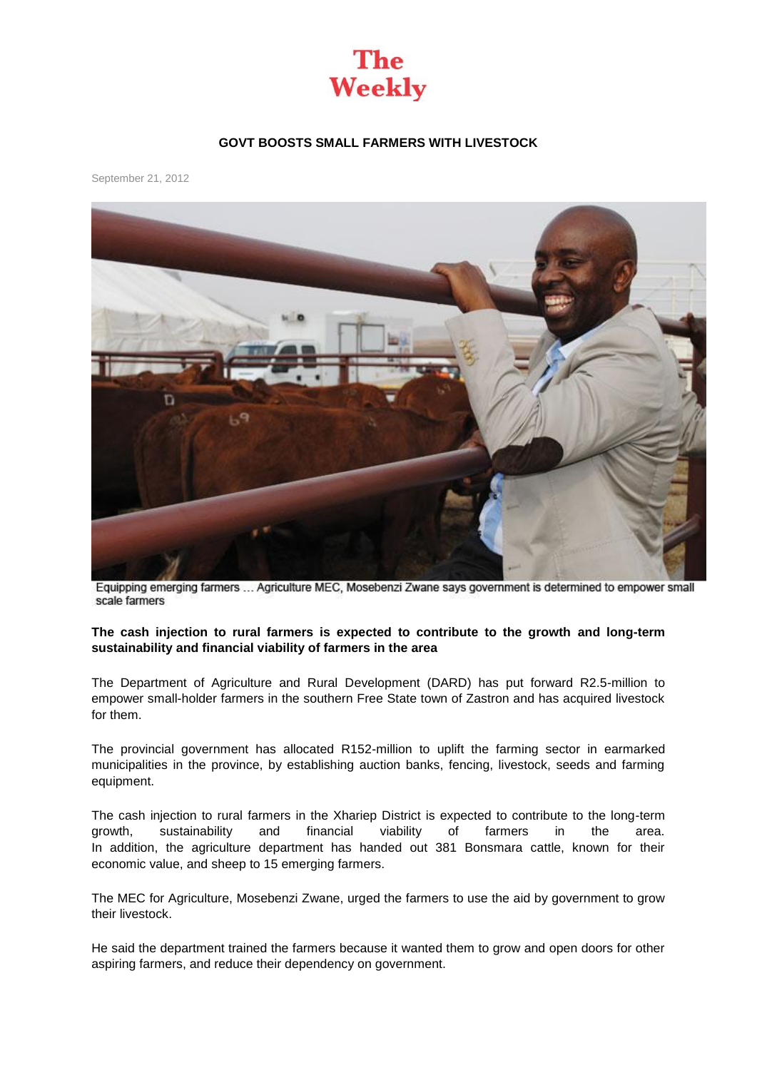# The Weekly

## GOVT BOOSTS SMALL FARMERS WITH LIVESTOCK

September 21, 2012

Equipping emerging farmers … Agriculture MEC, Mosebenzi Zwane says government is determined to empower small scale farmers

**The cash injection to rural farmers is expected to contribute to the growth and long-term sustainability and financial viability of farmers in the area**

The Department of Agriculture and Rural Development (DARD) has put forward R2.5-million to empower small-holder farmers in the southern Free State town of Zastron and has acquired livestock for them.

The provincial government has allocated R152-million to uplift the farming sector in earmarked municipalities in the province, by establishing auction banks, fencing, livestock, seeds and farming equipment.

The cash injection to rural farmers in the Xhariep District is expected to contribute to the long-term growth, sustainability and financial viability of farmers in the area.
In addition, the agriculture department has handed out 381 Bonsmara cattle, known for their economic value, and sheep to 15 emerging farmers.

The MEC for Agriculture, Mosebenzi Zwane, urged the farmers to use the aid by government to grow their livestock.

He said the department trained the farmers because it wanted them to grow and open doors for other aspiring farmers, and reduce their dependency on government.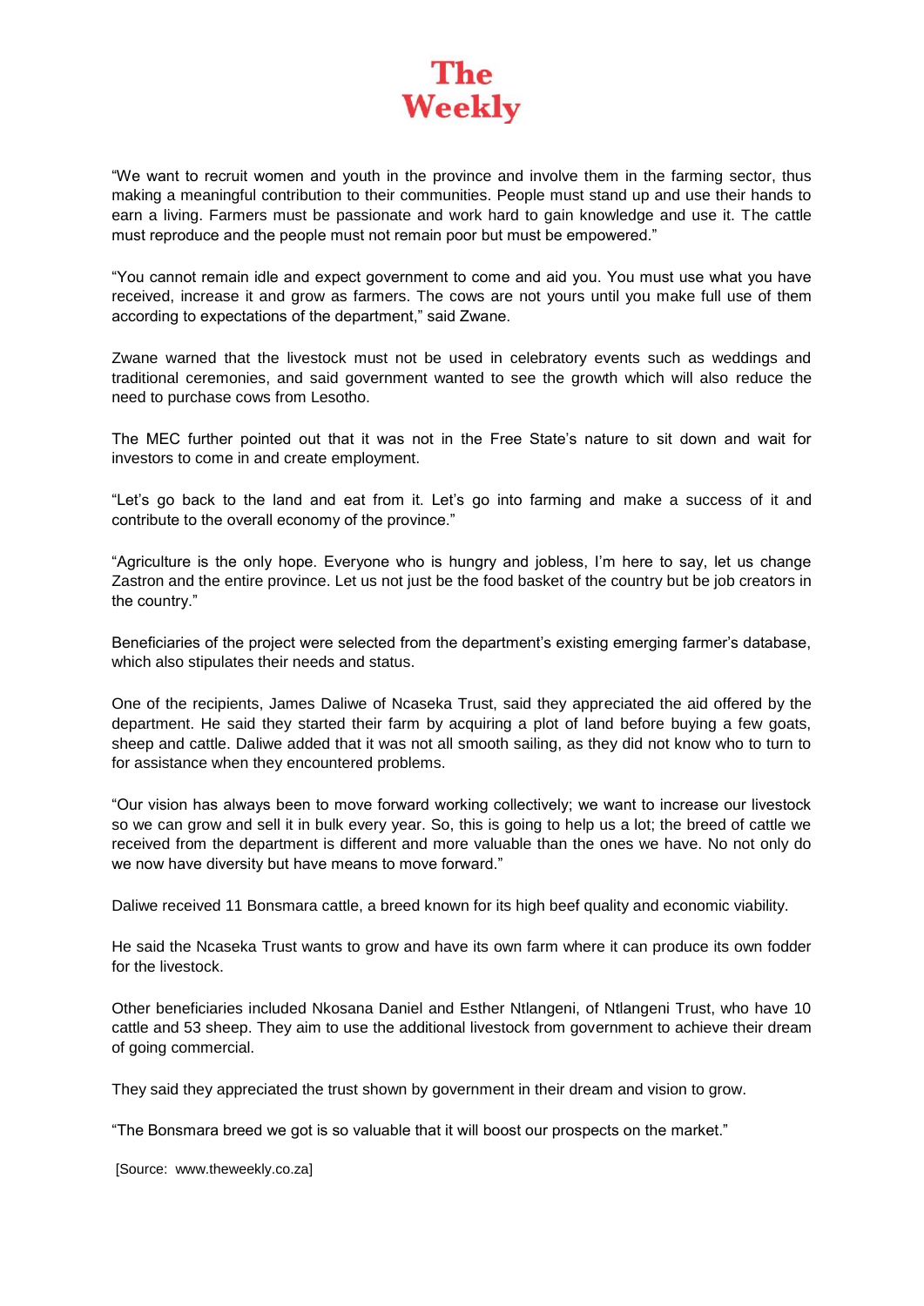# The Weekly

"We want to recruit women and youth in the province and involve them in the farming sector, thus making a meaningful contribution to their communities. People must stand up and use their hands to earn a living. Farmers must be passionate and work hard to gain knowledge and use it. The cattle must reproduce and the people must not remain poor but must be empowered."

"You cannot remain idle and expect government to come and aid you. You must use what you have received, increase it and grow as farmers. The cows are not yours until you make full use of them according to expectations of the department," said Zwane.

Zwane warned that the livestock must not be used in celebratory events such as weddings and traditional ceremonies, and said government wanted to see the growth which will also reduce the need to purchase cows from Lesotho.

The MEC further pointed out that it was not in the Free State's nature to sit down and wait for investors to come in and create employment.

"Let's go back to the land and eat from it. Let's go into farming and make a success of it and contribute to the overall economy of the province."

"Agriculture is the only hope. Everyone who is hungry and jobless, I'm here to say, let us change Zastron and the entire province. Let us not just be the food basket of the country but be job creators in the country."

Beneficiaries of the project were selected from the department's existing emerging farmer's database, which also stipulates their needs and status.

One of the recipients, James Daliwe of Ncaseka Trust, said they appreciated the aid offered by the department. He said they started their farm by acquiring a plot of land before buying a few goats, sheep and cattle. Daliwe added that it was not all smooth sailing, as they did not know who to turn to for assistance when they encountered problems.

"Our vision has always been to move forward working collectively; we want to increase our livestock so we can grow and sell it in bulk every year. So, this is going to help us a lot; the breed of cattle we received from the department is different and more valuable than the ones we have. No not only do we now have diversity but have means to move forward."

Daliwe received 11 Bonsmara cattle, a breed known for its high beef quality and economic viability.

He said the Ncaseka Trust wants to grow and have its own farm where it can produce its own fodder for the livestock.

Other beneficiaries included Nkosana Daniel and Esther Ntlangeni, of Ntlangeni Trust, who have 10 cattle and 53 sheep. They aim to use the additional livestock from government to achieve their dream of going commercial.

They said they appreciated the trust shown by government in their dream and vision to grow.

"The Bonsmara breed we got is so valuable that it will boost our prospects on the market."

[Source: www.theweekly.co.za]